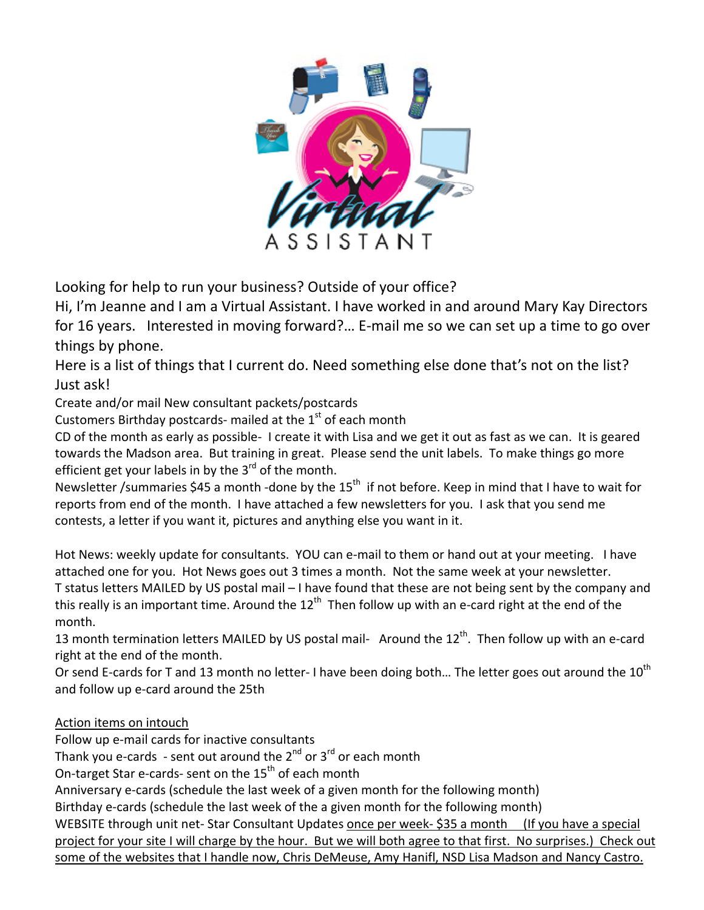Looking for help to run your business? Outside of your office?

Hi, I'm Jeanne and I am a Virtual Assistant. I have worked in and around Mary Kay Directors for 16 years. Interested in moving forward?… E-mail me so we can set up a time to go over things by phone.

Here is a list of things that I current do. Need something else done that's not on the list? Just ask!

Create and/or mail New consultant packets/postcards

Customers Birthday postcards- mailed at the 1st of each month

CD of the month as early as possible- I create it with Lisa and we get it out as fast as we can. It is geared towards the Madson area. But training in great. Please send the unit labels. To make things go more efficient get your labels in by the 3rd of the month.

Newsletter /summaries $45 a month -done by the 15th if not before. Keep in mind that I have to wait for reports from end of the month. I have attached a few newsletters for you. I ask that you send me contests, a letter if you want it, pictures and anything else you want in it.

Hot News: weekly update for consultants. YOU can e-mail to them or hand out at your meeting. I have attached one for you. Hot News goes out 3 times a month. Not the same week at your newsletter.

T status letters MAILED by US postal mail – I have found that these are not being sent by the company and this really is an important time. Around the 12th Then follow up with an e-card right at the end of the month.

13 month termination letters MAILED by US postal mail- Around the 12th. Then follow up with an e-card right at the end of the month.

Or send E-cards for T and 13 month no letter- I have been doing both… The letter goes out around the 10th and follow up e-card around the 25th

<u>Action items on intouch</u>

Follow up e-mail cards for inactive consultants

Thank you e-cards - sent out around the 2nd or 3rd or each month

On-target Star e-cards- sent on the 15th of each month

Anniversary e-cards (schedule the last week of a given month for the following month)

Birthday e-cards (schedule the last week of the a given month for the following month)

WEBSITE through unit net- Star Consultant Updates <u>once per week- $35 a month (If you have a special project for your site I will charge by the hour. But we will both agree to that first. No surprises.) Check out some of the websites that I handle now, Chris DeMeuse, Amy Hanifl, NSD Lisa Madson and Nancy Castro.</u>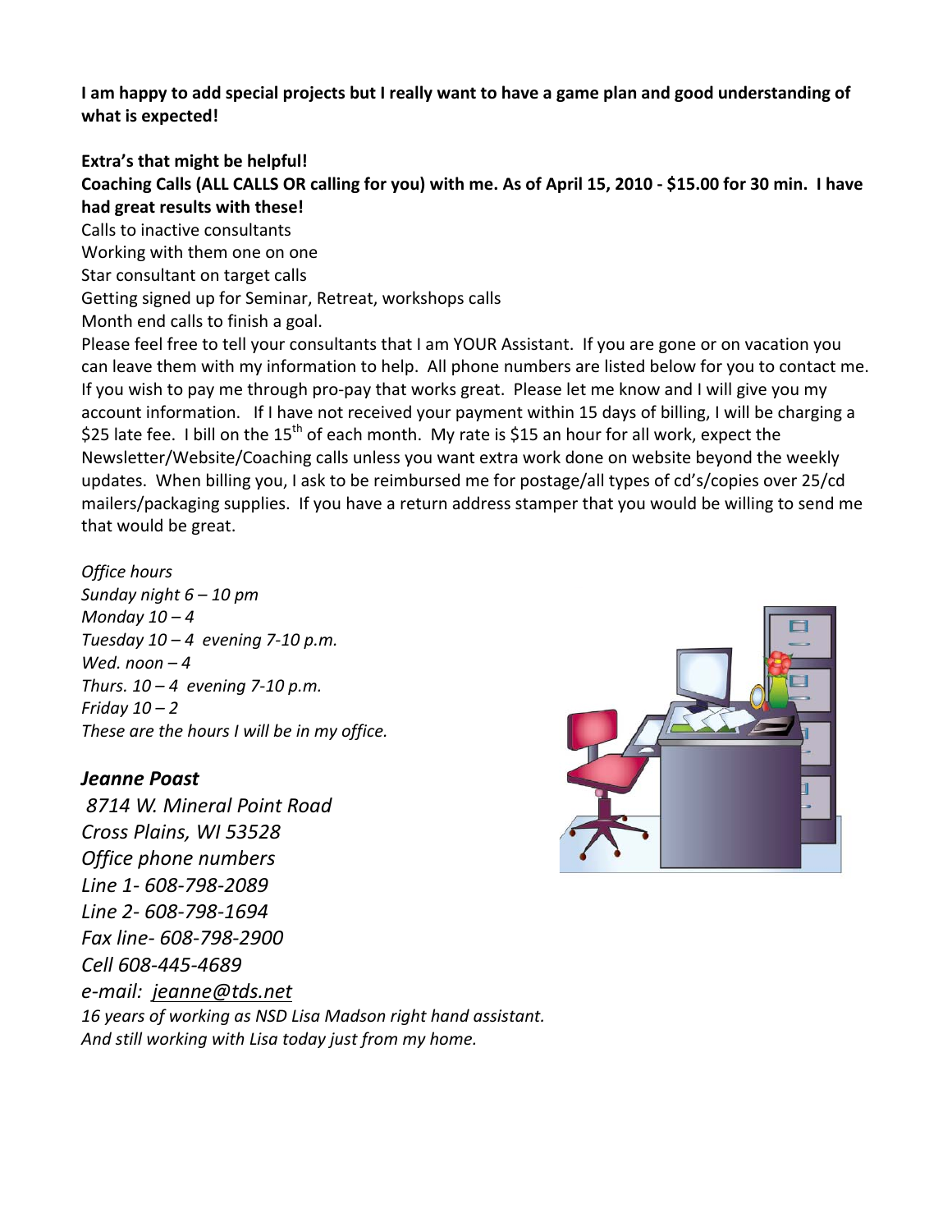**I am happy to add special projects but I really want to have a game plan and good understanding of what is expected!**

**Extra's that might be helpful!**

**Coaching Calls (ALL CALLS OR calling for you) with me. As of April 15, 2010 - $15.00 for 30 min. I have had great results with these!**

Calls to inactive consultants
Working with them one on one
Star consultant on target calls
Getting signed up for Seminar, Retreat, workshops calls
Month end calls to finish a goal.

Please feel free to tell your consultants that I am YOUR Assistant. If you are gone or on vacation you can leave them with my information to help. All phone numbers are listed below for you to contact me. If you wish to pay me through pro-pay that works great. Please let me know and I will give you my account information. If I have not received your payment within 15 days of billing, I will be charging a $25 late fee. I bill on the 15th of each month. My rate is $15 an hour for all work, expect the Newsletter/Website/Coaching calls unless you want extra work done on website beyond the weekly updates. When billing you, I ask to be reimbursed me for postage/all types of cd's/copies over 25/cd mailers/packaging supplies. If you have a return address stamper that you would be willing to send me that would be great.

*Office hours*
*Sunday night 6 – 10 pm*
*Monday 10 – 4*
*Tuesday 10 – 4 evening 7-10 p.m.*
*Wed. noon – 4*
*Thurs. 10 – 4 evening 7-10 p.m.*
*Friday 10 – 2*
*These are the hours I will be in my office.*

***Jeanne Poast***
*8714 W. Mineral Point Road*
*Cross Plains, WI 53528*
*Office phone numbers*
*Line 1- 608-798-2089*
*Line 2- 608-798-1694*
*Fax line- 608-798-2900*
*Cell 608-445-4689*
*e-mail: jeanne@tds.net*
*16 years of working as NSD Lisa Madson right hand assistant.*
*And still working with Lisa today just from my home.*